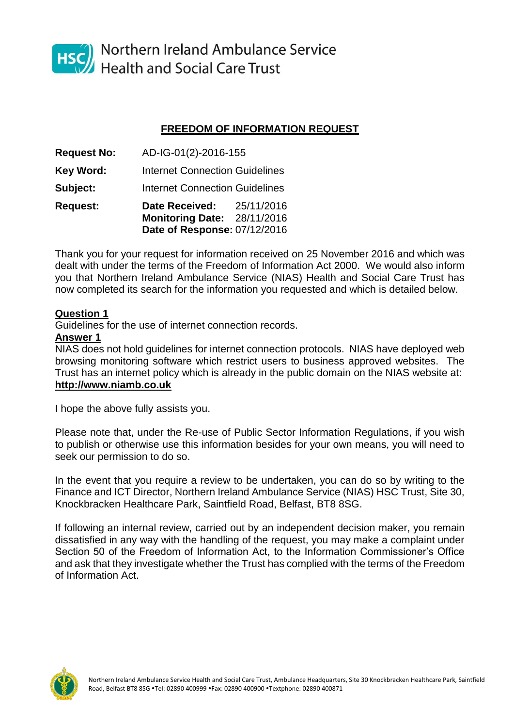# Northern Ireland Ambulance Service Health and Social Care Trust

## FREEDOM OF INFORMATION REQUEST

**Request No:** AD-IG-01(2)-2016-155

**Key Word:** Internet Connection Guidelines

**Subject:** Internet Connection Guidelines

**Request:**
**Date Received:** 25/11/2016
**Monitoring Date:** 28/11/2016
**Date of Response:** 07/12/2016

Thank you for your request for information received on 25 November 2016 and which was dealt with under the terms of the Freedom of Information Act 2000. We would also inform you that Northern Ireland Ambulance Service (NIAS) Health and Social Care Trust has now completed its search for the information you requested and which is detailed below.

**Question 1**

Guidelines for the use of internet connection records.

**Answer 1**

NIAS does not hold guidelines for internet connection protocols. NIAS have deployed web browsing monitoring software which restrict users to business approved websites. The Trust has an internet policy which is already in the public domain on the NIAS website at: **http://www.niamb.co.uk**

I hope the above fully assists you.

Please note that, under the Re-use of Public Sector Information Regulations, if you wish to publish or otherwise use this information besides for your own means, you will need to seek our permission to do so.

In the event that you require a review to be undertaken, you can do so by writing to the Finance and ICT Director, Northern Ireland Ambulance Service (NIAS) HSC Trust, Site 30, Knockbracken Healthcare Park, Saintfield Road, Belfast, BT8 8SG.

If following an internal review, carried out by an independent decision maker, you remain dissatisfied in any way with the handling of the request, you may make a complaint under Section 50 of the Freedom of Information Act, to the Information Commissioner's Office and ask that they investigate whether the Trust has complied with the terms of the Freedom of Information Act.

Northern Ireland Ambulance Service Health and Social Care Trust, Ambulance Headquarters, Site 30 Knockbracken Healthcare Park, Saintfield Road, Belfast BT8 8SG •Tel: 02890 400999 •Fax: 02890 400900 •Textphone: 02890 400871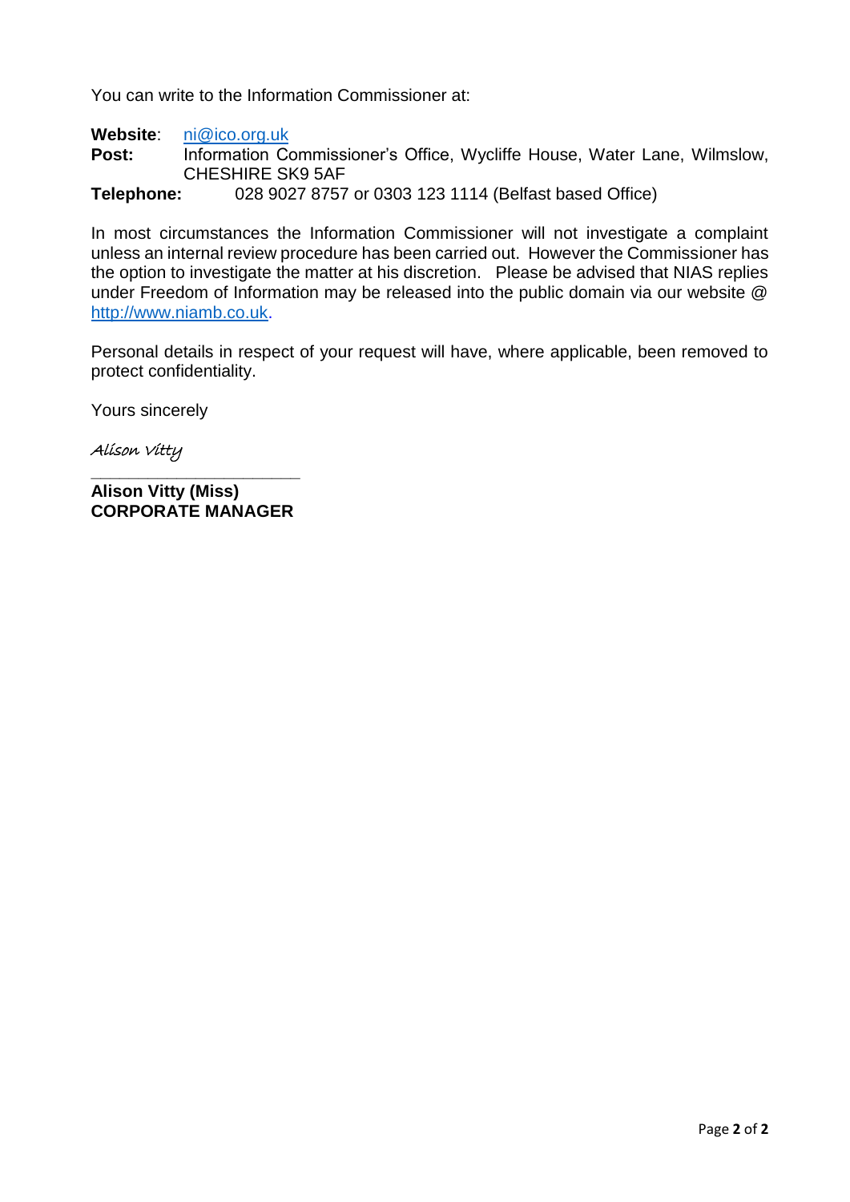You can write to the Information Commissioner at:

**Website**: ni@ico.org.uk
**Post:** Information Commissioner's Office, Wycliffe House, Water Lane, Wilmslow, CHESHIRE SK9 5AF
**Telephone:** 028 9027 8757 or 0303 123 1114 (Belfast based Office)

In most circumstances the Information Commissioner will not investigate a complaint unless an internal review procedure has been carried out. However the Commissioner has the option to investigate the matter at his discretion. Please be advised that NIAS replies under Freedom of Information may be released into the public domain via our website @ http://www.niamb.co.uk.

Personal details in respect of your request will have, where applicable, been removed to protect confidentiality.

Yours sincerely

*Alison Vitty*

\_\_\_\_\_\_\_\_\_\_\_\_\_\_\_\_\_\_\_\_\_\_\_\_

**Alison Vitty (Miss)**
**CORPORATE MANAGER**